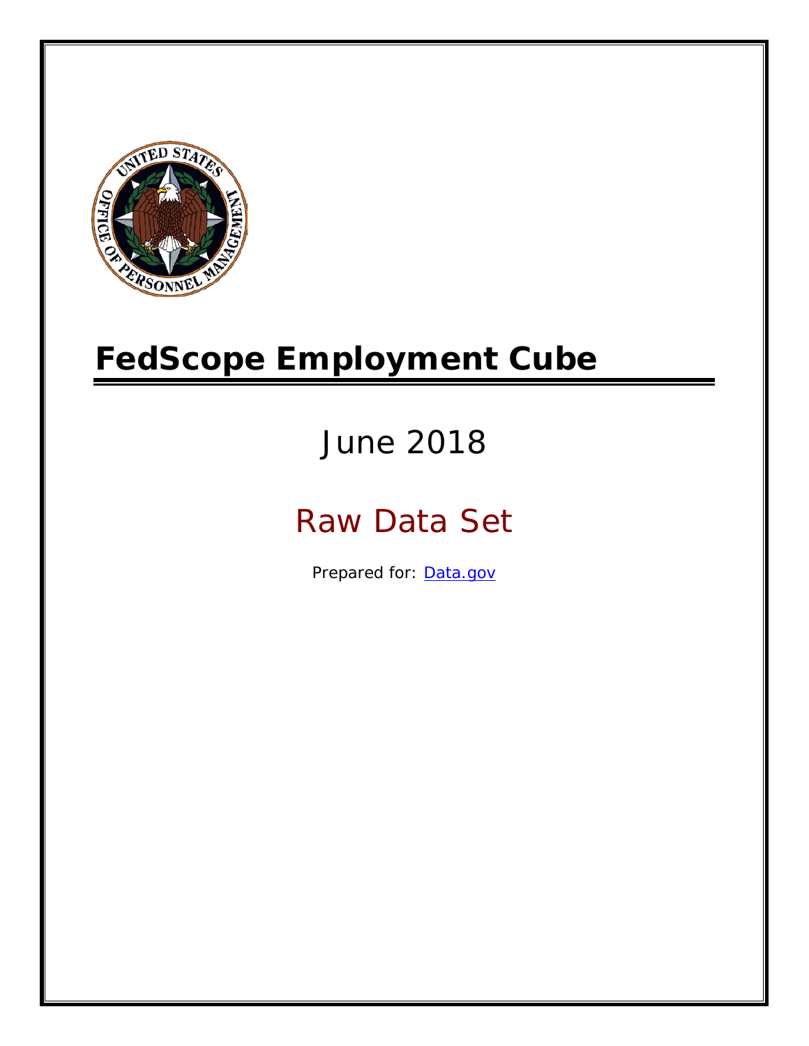# FedScope Employment Cube

June 2018

Raw Data Set

Prepared for: [Data.gov](http://www.data.gov)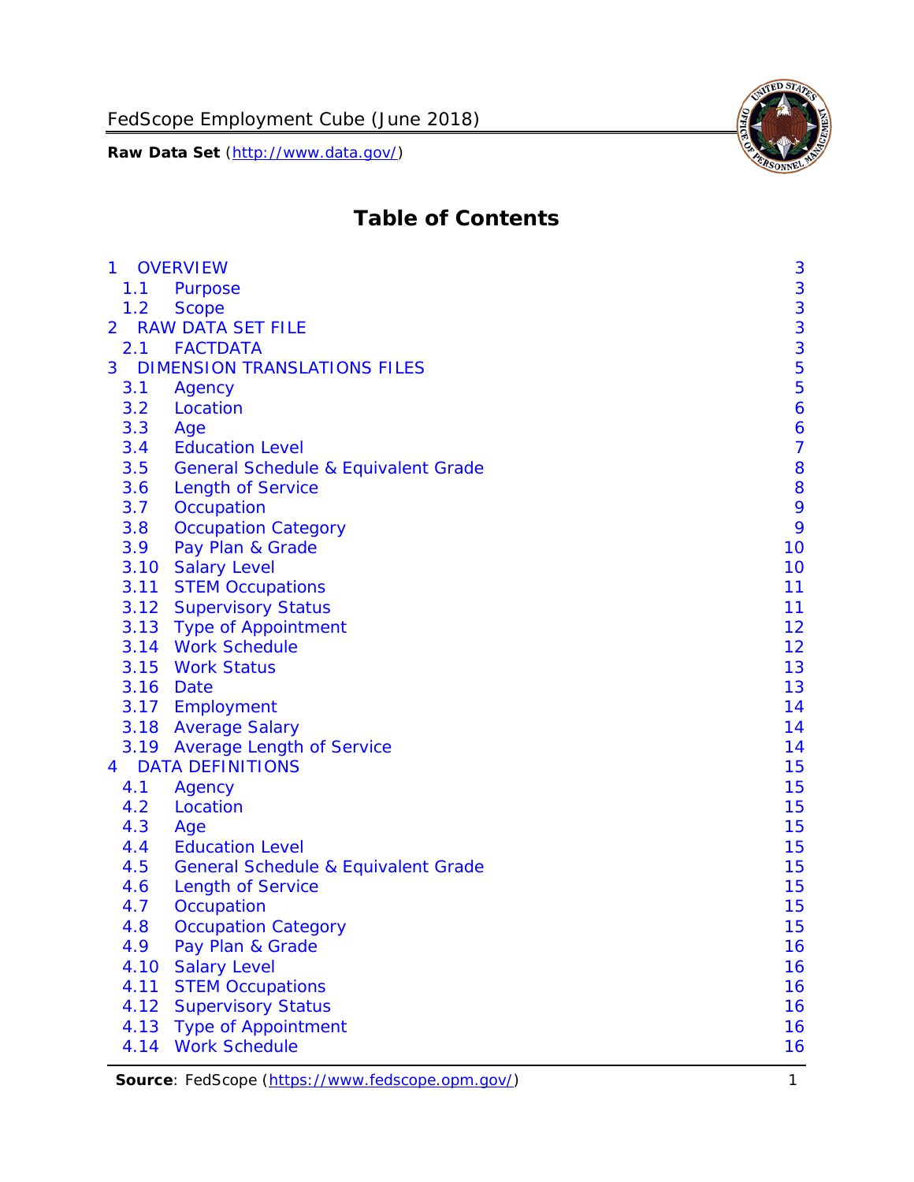# Table of Contents

| | | |
|---|---|---|
| 1 | OVERVIEW | 3 |
| 1.1 | Purpose | 3 |
| 1.2 | Scope | 3 |
| 2 | RAW DATA SET FILE | 3 |
| 2.1 | FACTDATA | 3 |
| 3 | DIMENSION TRANSLATIONS FILES | 5 |
| 3.1 | Agency | 5 |
| 3.2 | Location | 6 |
| 3.3 | Age | 6 |
| 3.4 | Education Level | 7 |
| 3.5 | General Schedule & Equivalent Grade | 8 |
| 3.6 | Length of Service | 8 |
| 3.7 | Occupation | 9 |
| 3.8 | Occupation Category | 9 |
| 3.9 | Pay Plan & Grade | 10 |
| 3.10 | Salary Level | 10 |
| 3.11 | STEM Occupations | 11 |
| 3.12 | Supervisory Status | 11 |
| 3.13 | Type of Appointment | 12 |
| 3.14 | Work Schedule | 12 |
| 3.15 | Work Status | 13 |
| 3.16 | Date | 13 |
| 3.17 | Employment | 14 |
| 3.18 | Average Salary | 14 |
| 3.19 | Average Length of Service | 14 |
| 4 | DATA DEFINITIONS | 15 |
| 4.1 | Agency | 15 |
| 4.2 | Location | 15 |
| 4.3 | Age | 15 |
| 4.4 | Education Level | 15 |
| 4.5 | General Schedule & Equivalent Grade | 15 |
| 4.6 | Length of Service | 15 |
| 4.7 | Occupation | 15 |
| 4.8 | Occupation Category | 15 |
| 4.9 | Pay Plan & Grade | 16 |
| 4.10 | Salary Level | 16 |
| 4.11 | STEM Occupations | 16 |
| 4.12 | Supervisory Status | 16 |
| 4.13 | Type of Appointment | 16 |
| 4.14 | Work Schedule | 16 |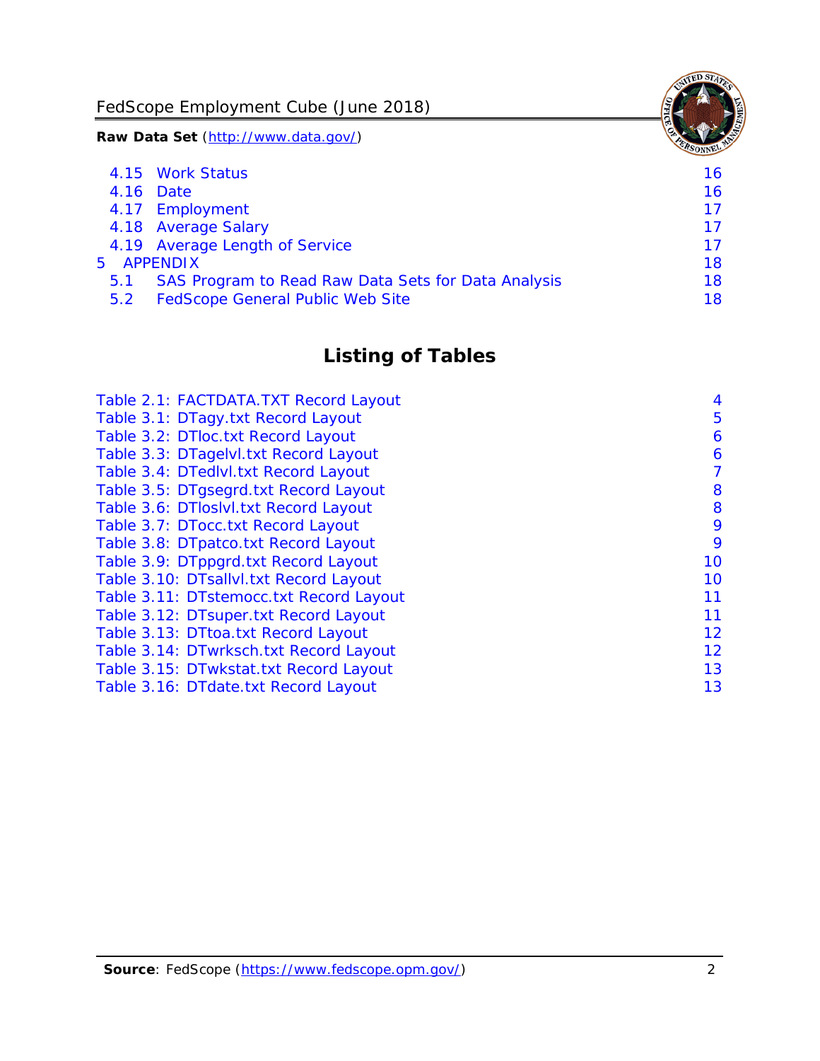4.15 Work Status 16
4.16 Date 16
4.17 Employment 17
4.18 Average Salary 17
4.19 Average Length of Service 17
5 APPENDIX 18
5.1 SAS Program to Read Raw Data Sets for Data Analysis 18
5.2 FedScope General Public Web Site 18

## Listing of Tables

Table 2.1: FACTDATA.TXT Record Layout 4
Table 3.1: DTagy.txt Record Layout 5
Table 3.2: DTloc.txt Record Layout 6
Table 3.3: DTagelvl.txt Record Layout 6
Table 3.4: DTedlvl.txt Record Layout 7
Table 3.5: DTgsegrd.txt Record Layout 8
Table 3.6: DTloslvl.txt Record Layout 8
Table 3.7: DTocc.txt Record Layout 9
Table 3.8: DTpatco.txt Record Layout 9
Table 3.9: DTppgrd.txt Record Layout 10
Table 3.10: DTsallvl.txt Record Layout 10
Table 3.11: DTstemocc.txt Record Layout 11
Table 3.12: DTsuper.txt Record Layout 11
Table 3.13: DTtoa.txt Record Layout 12
Table 3.14: DTwrksch.txt Record Layout 12
Table 3.15: DTwkstat.txt Record Layout 13
Table 3.16: DTdate.txt Record Layout 13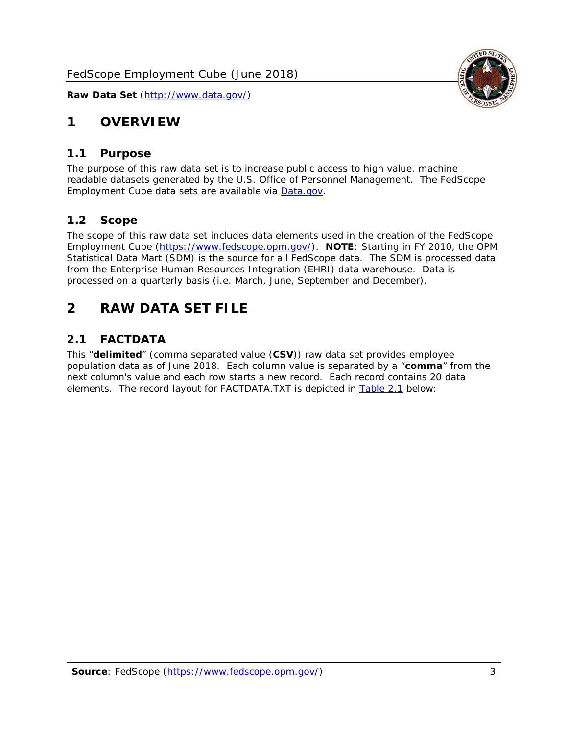# 1 OVERVIEW

## 1.1 Purpose

The purpose of this raw data set is to increase public access to high value, machine readable datasets generated by the U.S. Office of Personnel Management. The FedScope Employment Cube data sets are available via [Data.gov](http://www.data.gov/).

## 1.2 Scope

The scope of this raw data set includes data elements used in the creation of the FedScope Employment Cube (https://www.fedscope.opm.gov/). **NOTE**: Starting in FY 2010, the OPM Statistical Data Mart (SDM) is the source for all FedScope data. The SDM is processed data from the Enterprise Human Resources Integration (EHRI) data warehouse. Data is processed on a quarterly basis (i.e. March, June, September and December).

# 2 RAW DATA SET FILE

## 2.1 FACTDATA

This "**delimited**" (comma separated value (**CSV**)) raw data set provides employee population data as of June 2018. Each column value is separated by a "**comma**" from the next column's value and each row starts a new record. Each record contains 20 data elements. The record layout for FACTDATA.TXT is depicted in Table 2.1 below: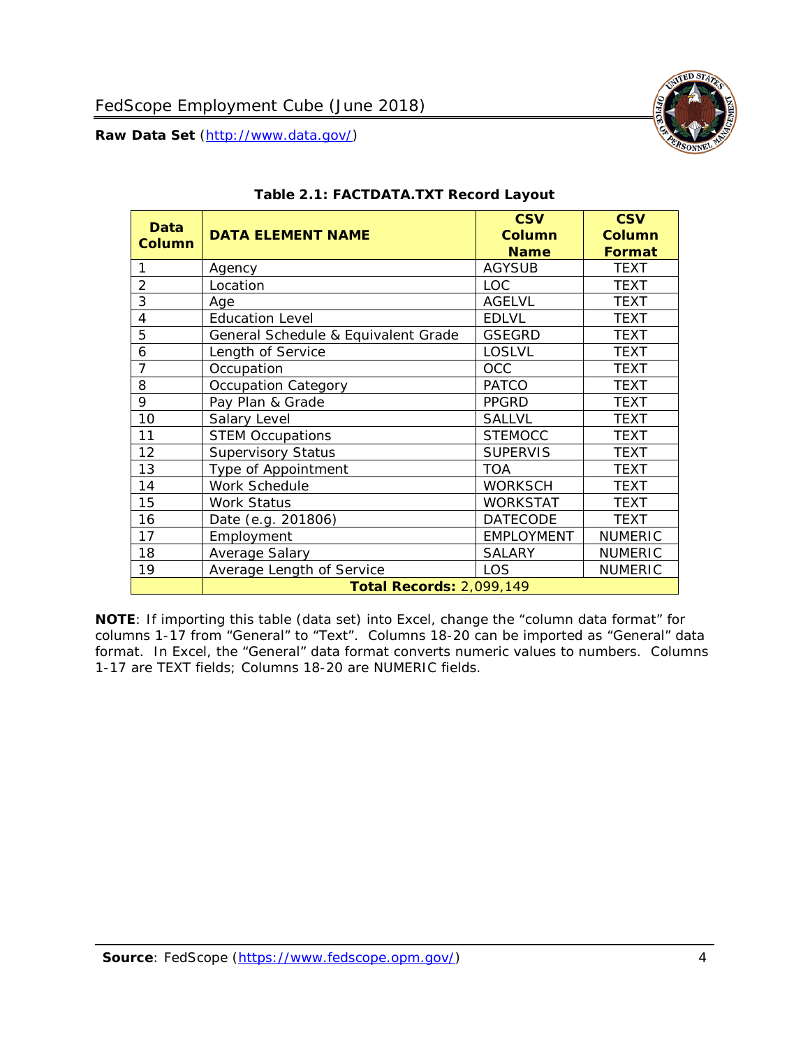**Table 2.1: FACTDATA.TXT Record Layout**

| Data Column | DATA ELEMENT NAME | CSV Column Name | CSV Column Format |
|---|---|---|---|
| 1 | Agency | AGYSUB | TEXT |
| 2 | Location | LOC | TEXT |
| 3 | Age | AGELVL | TEXT |
| 4 | Education Level | EDLVL | TEXT |
| 5 | General Schedule & Equivalent Grade | GSEGRD | TEXT |
| 6 | Length of Service | LOSLVL | TEXT |
| 7 | Occupation | OCC | TEXT |
| 8 | Occupation Category | PATCO | TEXT |
| 9 | Pay Plan & Grade | PPGRD | TEXT |
| 10 | Salary Level | SALLVL | TEXT |
| 11 | STEM Occupations | STEMOCC | TEXT |
| 12 | Supervisory Status | SUPERVIS | TEXT |
| 13 | Type of Appointment | TOA | TEXT |
| 14 | Work Schedule | WORKSCH | TEXT |
| 15 | Work Status | WORKSTAT | TEXT |
| 16 | Date (e.g. 201806) | DATECODE | TEXT |
| 17 | Employment | EMPLOYMENT | NUMERIC |
| 18 | Average Salary | SALARY | NUMERIC |
| 19 | Average Length of Service | LOS | NUMERIC |
| | **Total Records:** 2,099,149 | | |

**NOTE**: If importing this table (data set) into Excel, change the “column data format” for columns 1-17 from “General” to “Text”. Columns 18-20 can be imported as “General” data format. In Excel, the “General” data format converts numeric values to numbers. Columns 1-17 are TEXT fields; Columns 18-20 are NUMERIC fields.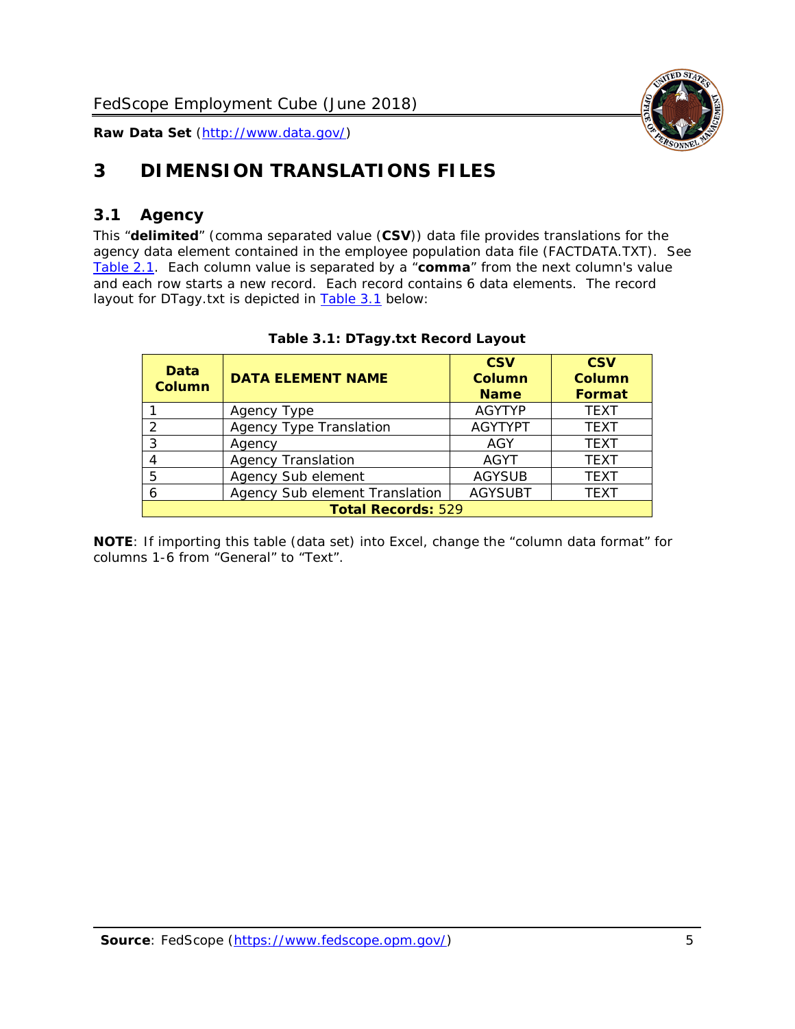# 3 DIMENSION TRANSLATIONS FILES

## 3.1 Agency

This "**delimited**" (comma separated value (**CSV**)) data file provides translations for the agency data element contained in the employee population data file (FACTDATA.TXT). See Table 2.1. Each column value is separated by a "**comma**" from the next column's value and each row starts a new record. Each record contains 6 data elements. The record layout for DTagy.txt is depicted in Table 3.1 below:

**Table 3.1: DTagy.txt Record Layout**

| Data Column | DATA ELEMENT NAME | CSV Column Name | CSV Column Format |
|---|---|---|---|
| 1 | Agency Type | AGYTYP | TEXT |
| 2 | Agency Type Translation | AGYTYPT | TEXT |
| 3 | Agency | AGY | TEXT |
| 4 | Agency Translation | AGYT | TEXT |
| 5 | Agency Sub element | AGYSUB | TEXT |
| 6 | Agency Sub element Translation | AGYSUBT | TEXT |
| **Total Records:** 529 | | | |

**NOTE**: If importing this table (data set) into Excel, change the "column data format" for columns 1-6 from "General" to "Text".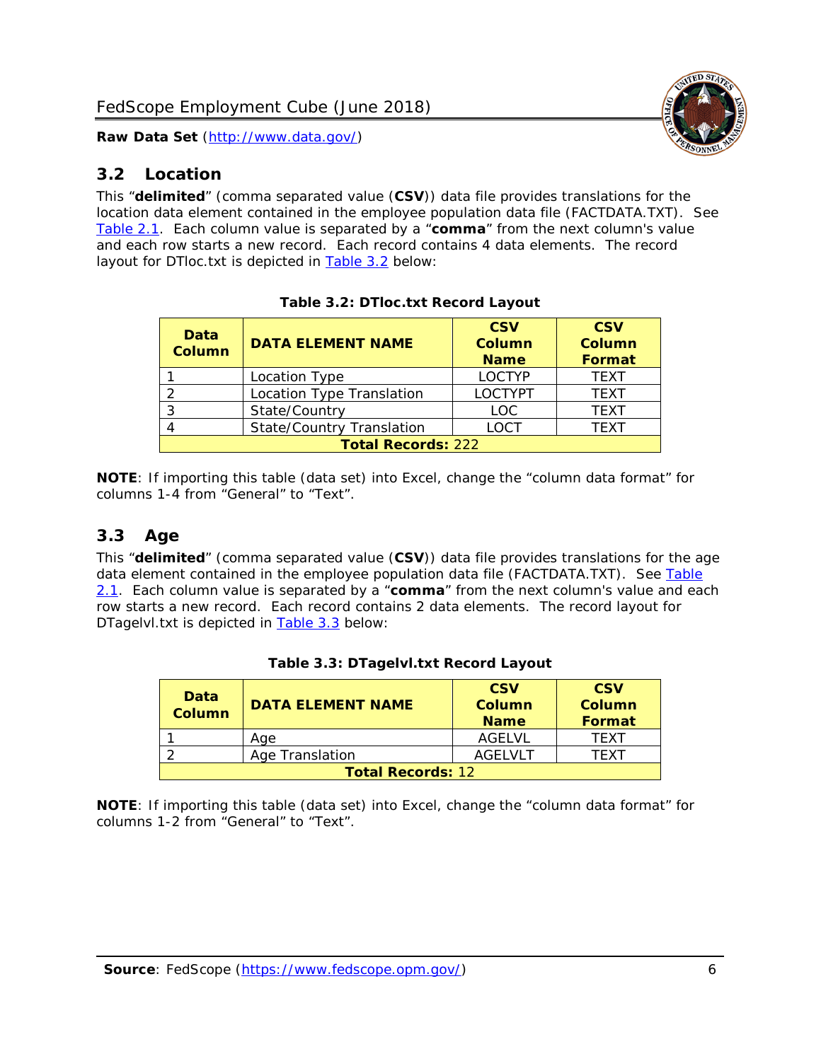## 3.2 Location

This "**delimited**" (comma separated value (**CSV**)) data file provides translations for the location data element contained in the employee population data file (FACTDATA.TXT). See Table 2.1. Each column value is separated by a "**comma**" from the next column's value and each row starts a new record. Each record contains 4 data elements. The record layout for DTloc.txt is depicted in Table 3.2 below:

**Table 3.2: DTloc.txt Record Layout**

| Data Column | DATA ELEMENT NAME | CSV Column Name | CSV Column Format |
|---|---|---|---|
| 1 | Location Type | LOCTYP | TEXT |
| 2 | Location Type Translation | LOCTYPT | TEXT |
| 3 | State/Country | LOC | TEXT |
| 4 | State/Country Translation | LOCT | TEXT |
| **Total Records:** 222 | | | |

**NOTE**: If importing this table (data set) into Excel, change the "column data format" for columns 1-4 from "General" to "Text".

## 3.3 Age

This "**delimited**" (comma separated value (**CSV**)) data file provides translations for the age data element contained in the employee population data file (FACTDATA.TXT). See Table 2.1. Each column value is separated by a "**comma**" from the next column's value and each row starts a new record. Each record contains 2 data elements. The record layout for DTagelvl.txt is depicted in Table 3.3 below:

**Table 3.3: DTagelvl.txt Record Layout**

| Data Column | DATA ELEMENT NAME | CSV Column Name | CSV Column Format |
|---|---|---|---|
| 1 | Age | AGELVL | TEXT |
| 2 | Age Translation | AGELVLT | TEXT |
| **Total Records:** 12 | | | |

**NOTE**: If importing this table (data set) into Excel, change the "column data format" for columns 1-2 from "General" to "Text".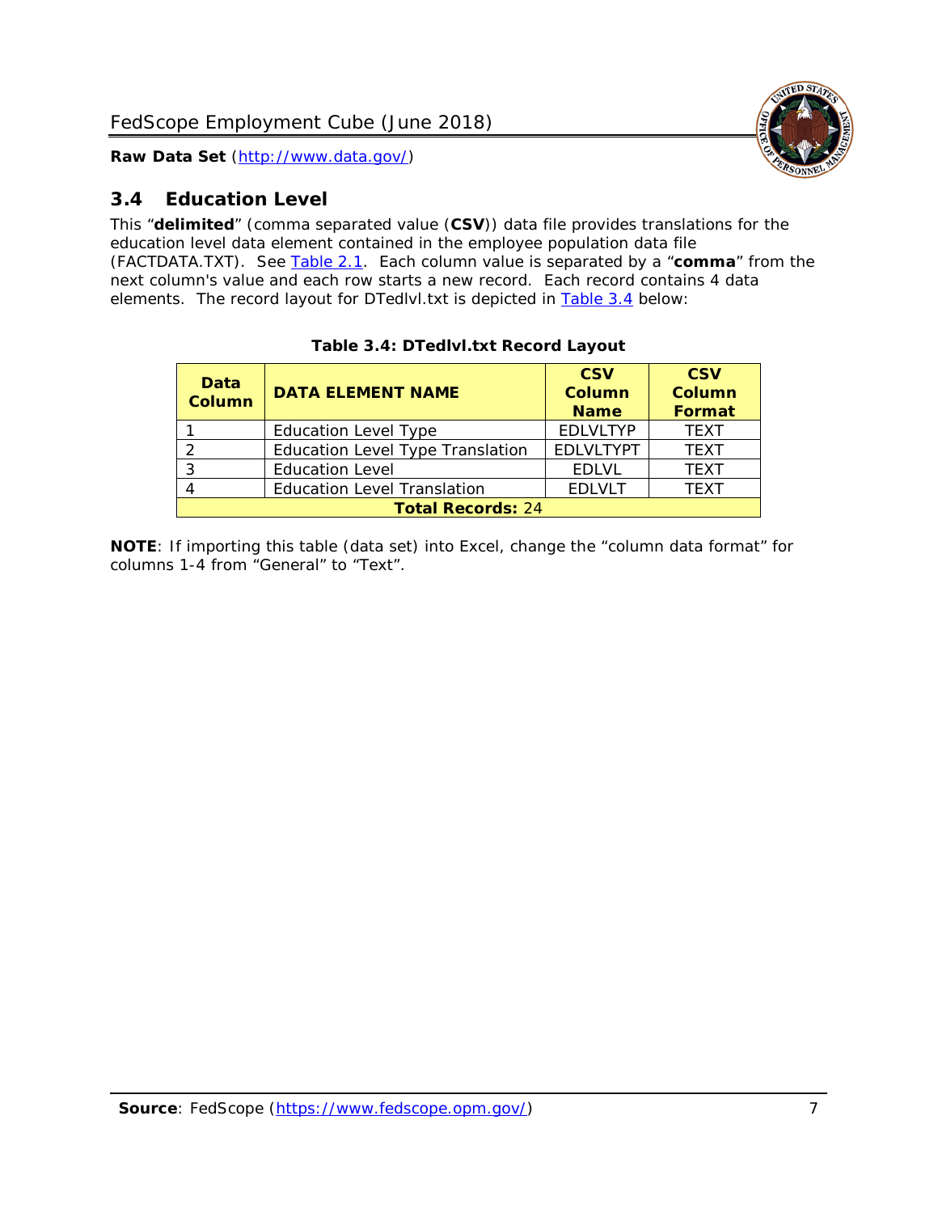## 3.4 Education Level

This "**delimited**" (comma separated value (**CSV**)) data file provides translations for the education level data element contained in the employee population data file (FACTDATA.TXT). See Table 2.1. Each column value is separated by a "**comma**" from the next column's value and each row starts a new record. Each record contains 4 data elements. The record layout for DTedlvl.txt is depicted in Table 3.4 below:

**Table 3.4: DTedlvl.txt Record Layout**

| Data Column | DATA ELEMENT NAME | CSV Column Name | CSV Column Format |
|---|---|---|---|
| 1 | Education Level Type | EDLVLTYP | TEXT |
| 2 | Education Level Type Translation | EDLVLTYPT | TEXT |
| 3 | Education Level | EDLVL | TEXT |
| 4 | Education Level Translation | EDLVLT | TEXT |
| **Total Records:** 24 | | | |

**NOTE**: If importing this table (data set) into Excel, change the "column data format" for columns 1-4 from "General" to "Text".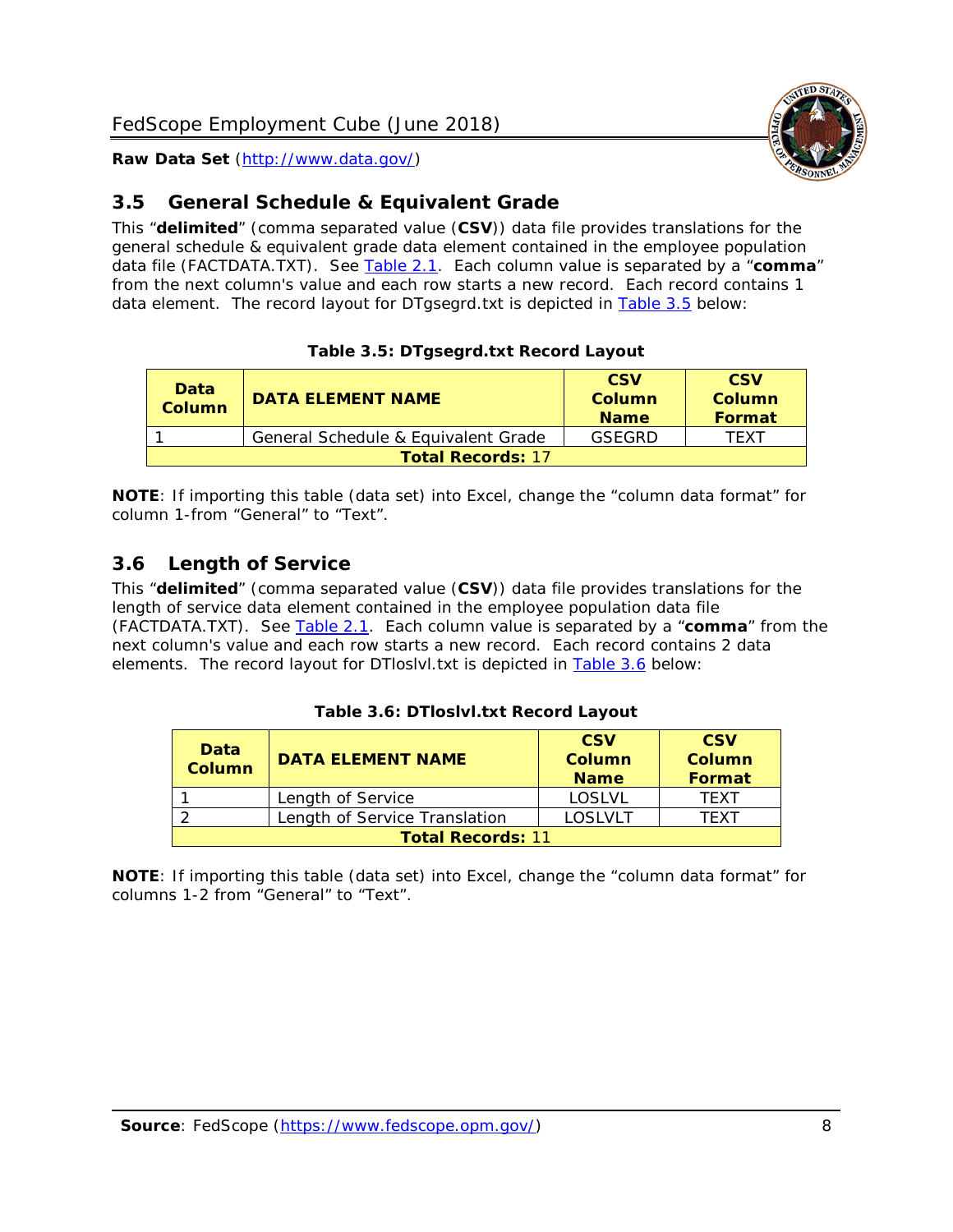## 3.5 General Schedule & Equivalent Grade

This "**delimited**" (comma separated value (**CSV**)) data file provides translations for the general schedule & equivalent grade data element contained in the employee population data file (FACTDATA.TXT). See Table 2.1. Each column value is separated by a "**comma**" from the next column's value and each row starts a new record. Each record contains 1 data element. The record layout for DTgsegrd.txt is depicted in Table 3.5 below:

**Table 3.5: DTgsegrd.txt Record Layout**

| Data Column | DATA ELEMENT NAME | CSV Column Name | CSV Column Format |
|---|---|---|---|
| 1 | General Schedule & Equivalent Grade | GSEGRD | TEXT |
| **Total Records:** 17 | | | |

**NOTE**: If importing this table (data set) into Excel, change the "column data format" for column 1-from "General" to "Text".

## 3.6 Length of Service

This "**delimited**" (comma separated value (**CSV**)) data file provides translations for the length of service data element contained in the employee population data file (FACTDATA.TXT). See Table 2.1. Each column value is separated by a "**comma**" from the next column's value and each row starts a new record. Each record contains 2 data elements. The record layout for DTloslvl.txt is depicted in Table 3.6 below:

**Table 3.6: DTloslvl.txt Record Layout**

| Data Column | DATA ELEMENT NAME | CSV Column Name | CSV Column Format |
|---|---|---|---|
| 1 | Length of Service | LOSLVL | TEXT |
| 2 | Length of Service Translation | LOSLVLT | TEXT |
| **Total Records:** 11 | | | |

**NOTE**: If importing this table (data set) into Excel, change the "column data format" for columns 1-2 from "General" to "Text".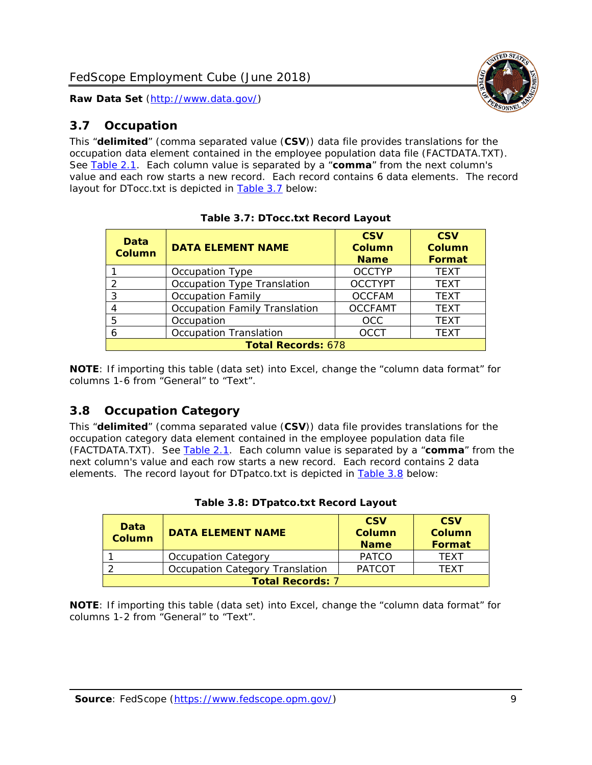## 3.7 Occupation

This "**delimited**" (comma separated value (**CSV**)) data file provides translations for the occupation data element contained in the employee population data file (FACTDATA.TXT). See Table 2.1. Each column value is separated by a "**comma**" from the next column's value and each row starts a new record. Each record contains 6 data elements. The record layout for DTocc.txt is depicted in Table 3.7 below:

**Table 3.7: DTocc.txt Record Layout**

| Data Column | DATA ELEMENT NAME | CSV Column Name | CSV Column Format |
|---|---|---|---|
| 1 | Occupation Type | OCCTYP | TEXT |
| 2 | Occupation Type Translation | OCCTYPT | TEXT |
| 3 | Occupation Family | OCCFAM | TEXT |
| 4 | Occupation Family Translation | OCCFAMT | TEXT |
| 5 | Occupation | OCC | TEXT |
| 6 | Occupation Translation | OCCT | TEXT |
| **Total Records:** 678 | | | |

**NOTE**: If importing this table (data set) into Excel, change the "column data format" for columns 1-6 from "General" to "Text".

## 3.8 Occupation Category

This "**delimited**" (comma separated value (**CSV**)) data file provides translations for the occupation category data element contained in the employee population data file (FACTDATA.TXT). See Table 2.1. Each column value is separated by a "**comma**" from the next column's value and each row starts a new record. Each record contains 2 data elements. The record layout for DTpatco.txt is depicted in Table 3.8 below:

**Table 3.8: DTpatco.txt Record Layout**

| Data Column | DATA ELEMENT NAME | CSV Column Name | CSV Column Format |
|---|---|---|---|
| 1 | Occupation Category | PATCO | TEXT |
| 2 | Occupation Category Translation | PATCOT | TEXT |
| **Total Records:** 7 | | | |

**NOTE**: If importing this table (data set) into Excel, change the "column data format" for columns 1-2 from "General" to "Text".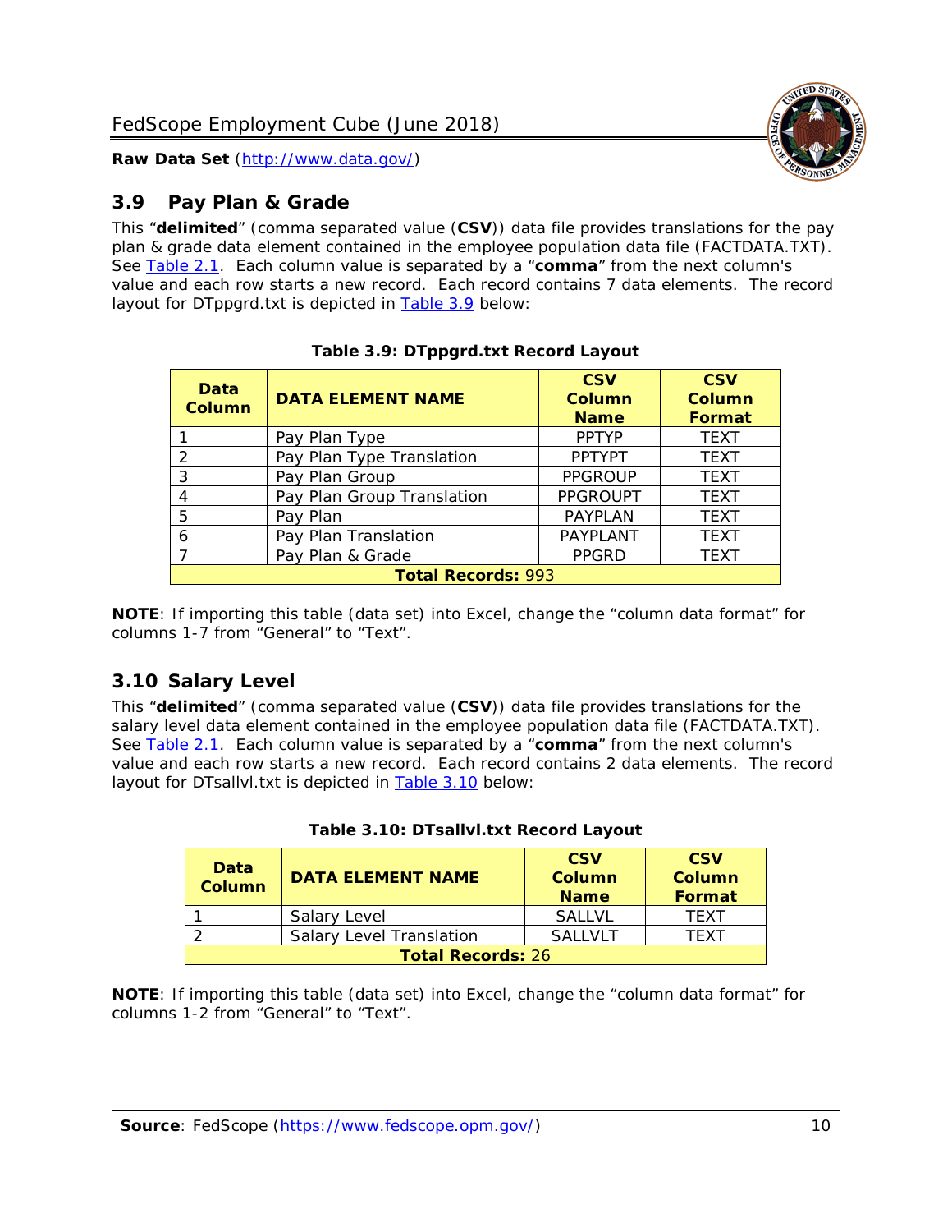## 3.9 Pay Plan & Grade

This "**delimited**" (comma separated value (**CSV**)) data file provides translations for the pay plan & grade data element contained in the employee population data file (FACTDATA.TXT). See Table 2.1. Each column value is separated by a "**comma**" from the next column's value and each row starts a new record. Each record contains 7 data elements. The record layout for DTppgrd.txt is depicted in Table 3.9 below:

**Table 3.9: DTppgrd.txt Record Layout**

| Data Column | DATA ELEMENT NAME | CSV Column Name | CSV Column Format |
|---|---|---|---|
| 1 | Pay Plan Type | PPTYP | TEXT |
| 2 | Pay Plan Type Translation | PPTYPT | TEXT |
| 3 | Pay Plan Group | PPGROUP | TEXT |
| 4 | Pay Plan Group Translation | PPGROUPT | TEXT |
| 5 | Pay Plan | PAYPLAN | TEXT |
| 6 | Pay Plan Translation | PAYPLANT | TEXT |
| 7 | Pay Plan & Grade | PPGRD | TEXT |
| **Total Records:** 993 | | | |

**NOTE**: If importing this table (data set) into Excel, change the "column data format" for columns 1-7 from "General" to "Text".

## 3.10 Salary Level

This "**delimited**" (comma separated value (**CSV**)) data file provides translations for the salary level data element contained in the employee population data file (FACTDATA.TXT). See Table 2.1. Each column value is separated by a "**comma**" from the next column's value and each row starts a new record. Each record contains 2 data elements. The record layout for DTsallvl.txt is depicted in Table 3.10 below:

**Table 3.10: DTsallvl.txt Record Layout**

| Data Column | DATA ELEMENT NAME | CSV Column Name | CSV Column Format |
|---|---|---|---|
| 1 | Salary Level | SALLVL | TEXT |
| 2 | Salary Level Translation | SALLVLT | TEXT |
| **Total Records:** 26 | | | |

**NOTE**: If importing this table (data set) into Excel, change the "column data format" for columns 1-2 from "General" to "Text".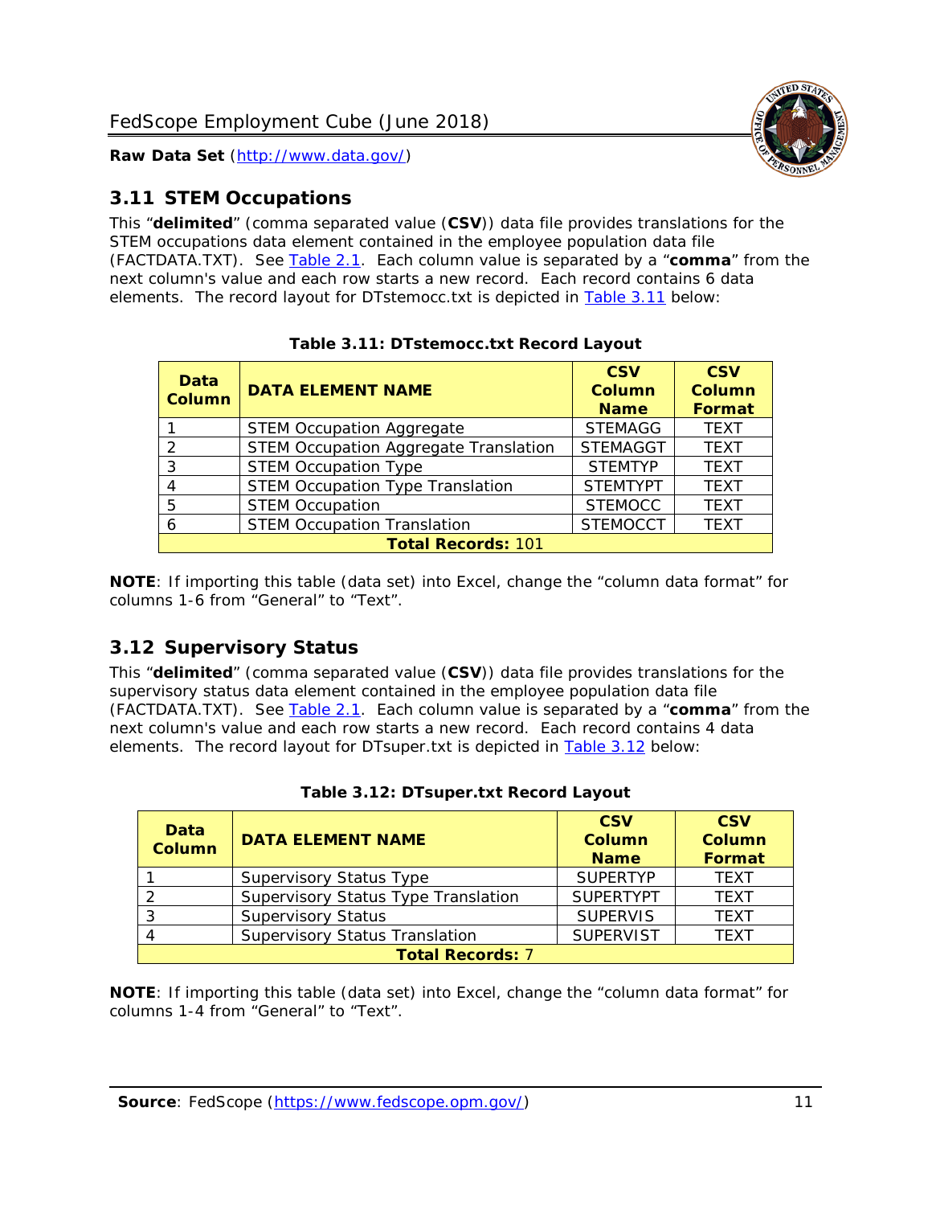## 3.11 STEM Occupations

This "**delimited**" (comma separated value (**CSV**)) data file provides translations for the STEM occupations data element contained in the employee population data file (FACTDATA.TXT). See Table 2.1. Each column value is separated by a "**comma**" from the next column's value and each row starts a new record. Each record contains 6 data elements. The record layout for DTstemocc.txt is depicted in Table 3.11 below:

**Table 3.11: DTstemocc.txt Record Layout**

| Data Column | DATA ELEMENT NAME | CSV Column Name | CSV Column Format |
|---|---|---|---|
| 1 | STEM Occupation Aggregate | STEMAGG | TEXT |
| 2 | STEM Occupation Aggregate Translation | STEMAGGT | TEXT |
| 3 | STEM Occupation Type | STEMTYP | TEXT |
| 4 | STEM Occupation Type Translation | STEMTYPT | TEXT |
| 5 | STEM Occupation | STEMOCC | TEXT |
| 6 | STEM Occupation Translation | STEMOCCT | TEXT |
| **Total Records:** 101 | | | |

**NOTE**: If importing this table (data set) into Excel, change the "column data format" for columns 1-6 from "General" to "Text".

## 3.12 Supervisory Status

This "**delimited**" (comma separated value (**CSV**)) data file provides translations for the supervisory status data element contained in the employee population data file (FACTDATA.TXT). See Table 2.1. Each column value is separated by a "**comma**" from the next column's value and each row starts a new record. Each record contains 4 data elements. The record layout for DTsuper.txt is depicted in Table 3.12 below:

**Table 3.12: DTsuper.txt Record Layout**

| Data Column | DATA ELEMENT NAME | CSV Column Name | CSV Column Format |
|---|---|---|---|
| 1 | Supervisory Status Type | SUPERTYP | TEXT |
| 2 | Supervisory Status Type Translation | SUPERTYPT | TEXT |
| 3 | Supervisory Status | SUPERVIS | TEXT |
| 4 | Supervisory Status Translation | SUPERVIST | TEXT |
| **Total Records:** 7 | | | |

**NOTE**: If importing this table (data set) into Excel, change the "column data format" for columns 1-4 from "General" to "Text".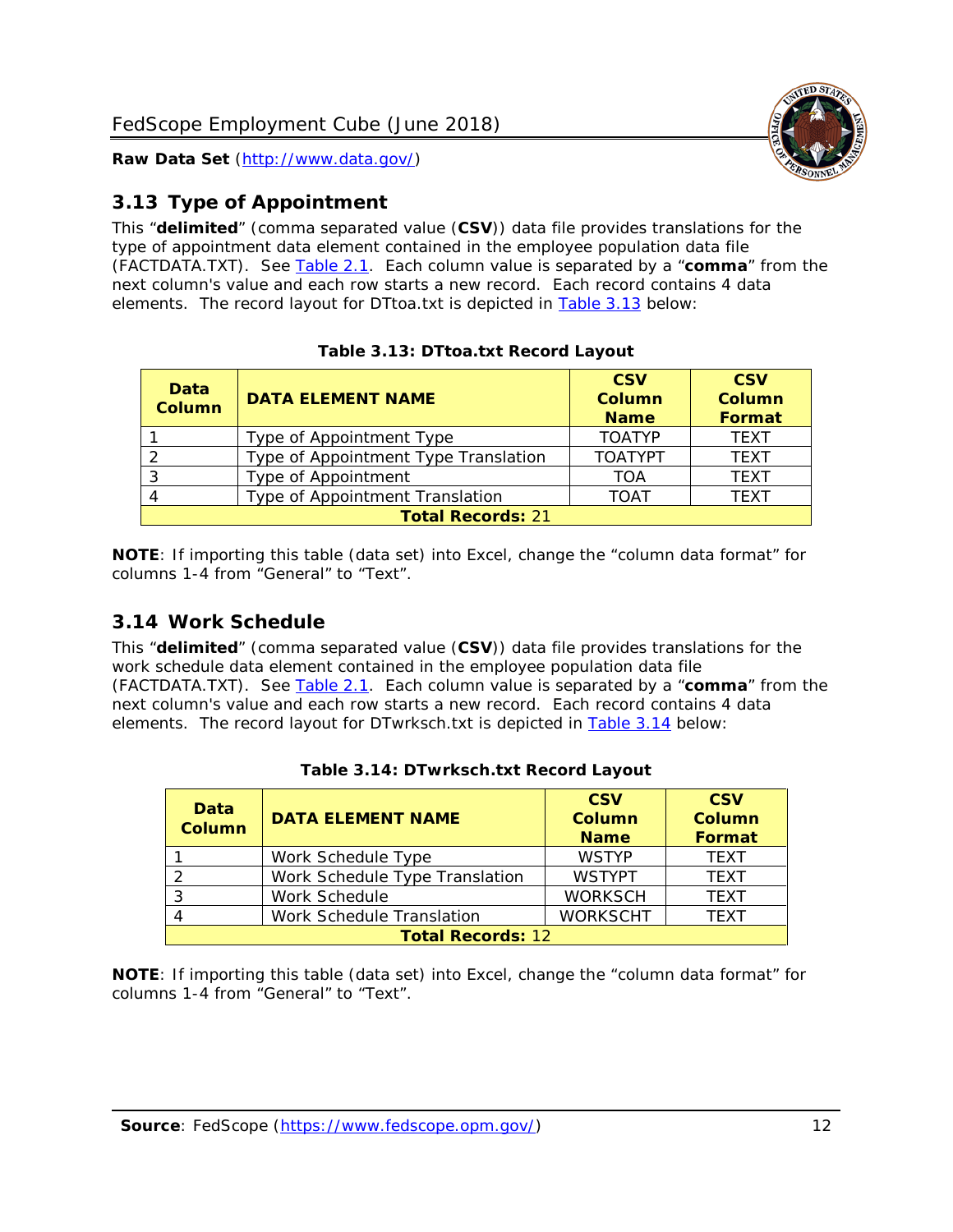## 3.13 Type of Appointment

This "**delimited**" (comma separated value (**CSV**)) data file provides translations for the type of appointment data element contained in the employee population data file (FACTDATA.TXT). See Table 2.1. Each column value is separated by a "**comma**" from the next column's value and each row starts a new record. Each record contains 4 data elements. The record layout for DTtoa.txt is depicted in Table 3.13 below:

**Table 3.13: DTtoa.txt Record Layout**

| Data Column | DATA ELEMENT NAME | CSV Column Name | CSV Column Format |
|---|---|---|---|
| 1 | Type of Appointment Type | TOATYP | TEXT |
| 2 | Type of Appointment Type Translation | TOATYPT | TEXT |
| 3 | Type of Appointment | TOA | TEXT |
| 4 | Type of Appointment Translation | TOAT | TEXT |
| **Total Records:** 21 | | | |

**NOTE**: If importing this table (data set) into Excel, change the "column data format" for columns 1-4 from "General" to "Text".

## 3.14 Work Schedule

This "**delimited**" (comma separated value (**CSV**)) data file provides translations for the work schedule data element contained in the employee population data file (FACTDATA.TXT). See Table 2.1. Each column value is separated by a "**comma**" from the next column's value and each row starts a new record. Each record contains 4 data elements. The record layout for DTwrksch.txt is depicted in Table 3.14 below:

**Table 3.14: DTwrksch.txt Record Layout**

| Data Column | DATA ELEMENT NAME | CSV Column Name | CSV Column Format |
|---|---|---|---|
| 1 | Work Schedule Type | WSTYP | TEXT |
| 2 | Work Schedule Type Translation | WSTYPT | TEXT |
| 3 | Work Schedule | WORKSCH | TEXT |
| 4 | Work Schedule Translation | WORKSCHT | TEXT |
| **Total Records:** 12 | | | |

**NOTE**: If importing this table (data set) into Excel, change the "column data format" for columns 1-4 from "General" to "Text".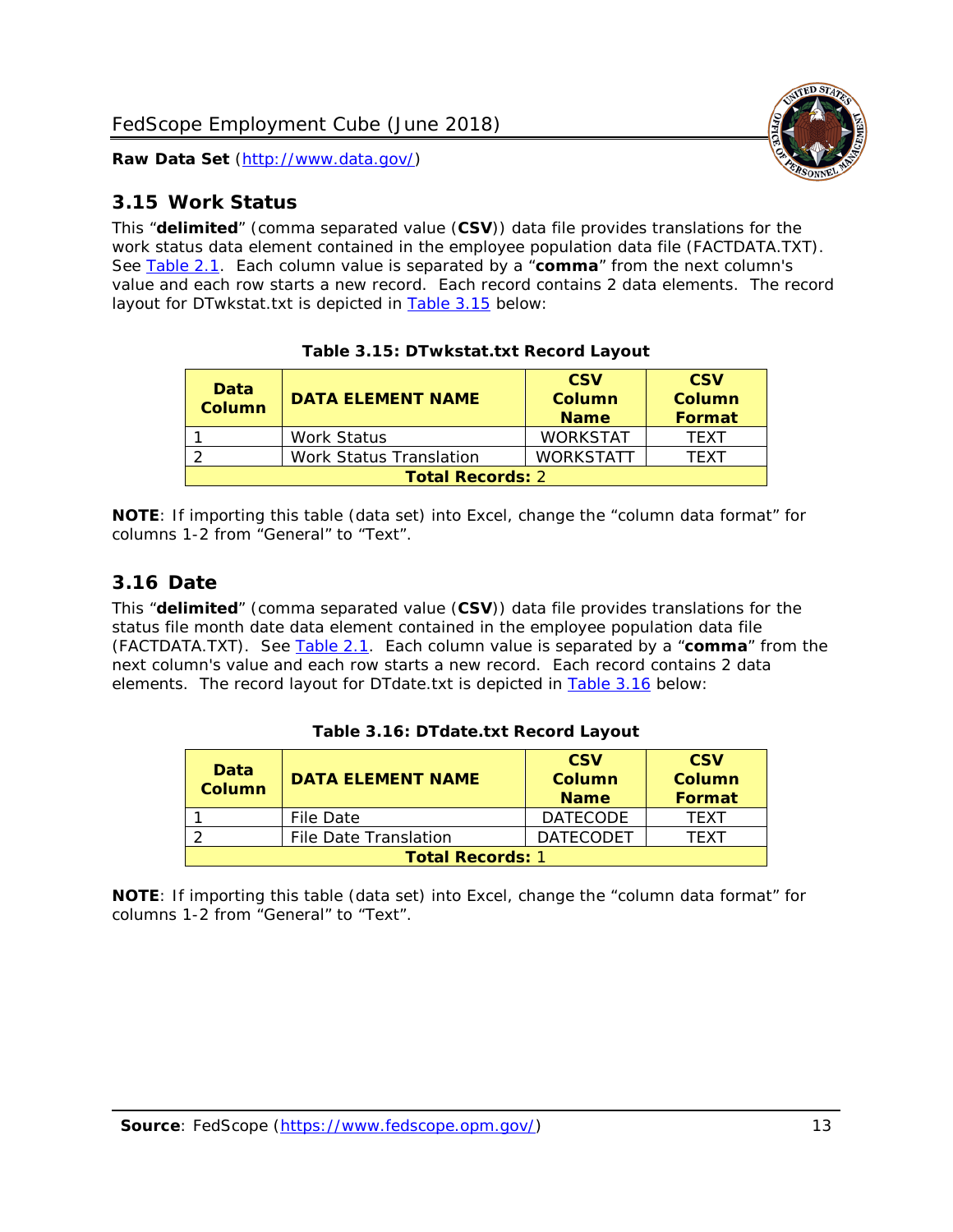## 3.15 Work Status

This "**delimited**" (comma separated value (**CSV**)) data file provides translations for the work status data element contained in the employee population data file (FACTDATA.TXT). See Table 2.1. Each column value is separated by a "**comma**" from the next column's value and each row starts a new record. Each record contains 2 data elements. The record layout for DTwkstat.txt is depicted in Table 3.15 below:

**Table 3.15: DTwkstat.txt Record Layout**

| Data Column | DATA ELEMENT NAME | CSV Column Name | CSV Column Format |
|---|---|---|---|
| 1 | Work Status | WORKSTAT | TEXT |
| 2 | Work Status Translation | WORKSTATT | TEXT |
| **Total Records:** 2 | | | |

**NOTE**: If importing this table (data set) into Excel, change the "column data format" for columns 1-2 from "General" to "Text".

## 3.16 Date

This "**delimited**" (comma separated value (**CSV**)) data file provides translations for the status file month date data element contained in the employee population data file (FACTDATA.TXT). See Table 2.1. Each column value is separated by a "**comma**" from the next column's value and each row starts a new record. Each record contains 2 data elements. The record layout for DTdate.txt is depicted in Table 3.16 below:

**Table 3.16: DTdate.txt Record Layout**

| Data Column | DATA ELEMENT NAME | CSV Column Name | CSV Column Format |
|---|---|---|---|
| 1 | File Date | DATECODE | TEXT |
| 2 | File Date Translation | DATECODET | TEXT |
| **Total Records:** 1 | | | |

**NOTE**: If importing this table (data set) into Excel, change the "column data format" for columns 1-2 from "General" to "Text".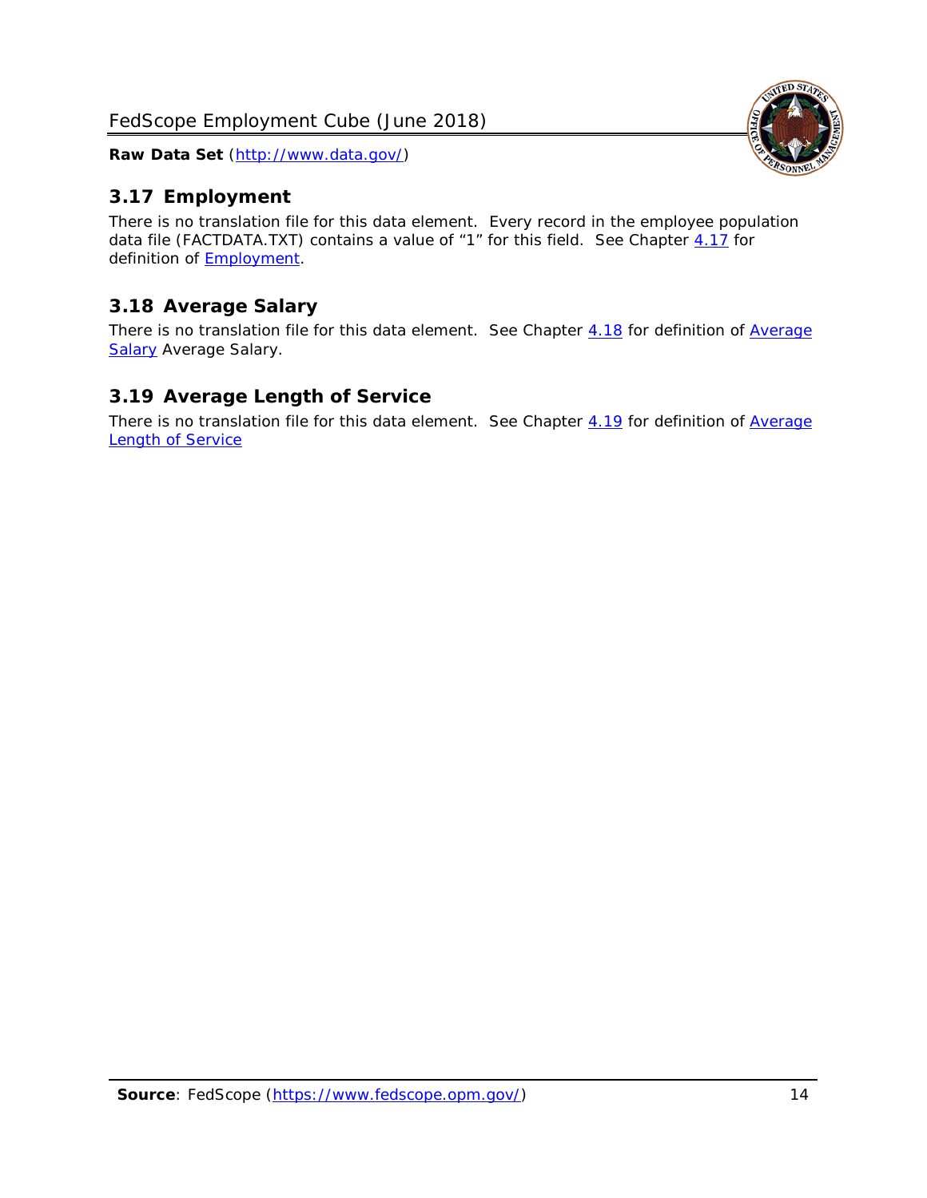## 3.17 Employment

There is no translation file for this data element. Every record in the employee population data file (FACTDATA.TXT) contains a value of "1" for this field. See Chapter 4.17 for definition of Employment.

## 3.18 Average Salary

There is no translation file for this data element. See Chapter 4.18 for definition of Average Salary Average Salary.

## 3.19 Average Length of Service

There is no translation file for this data element. See Chapter 4.19 for definition of Average Length of Service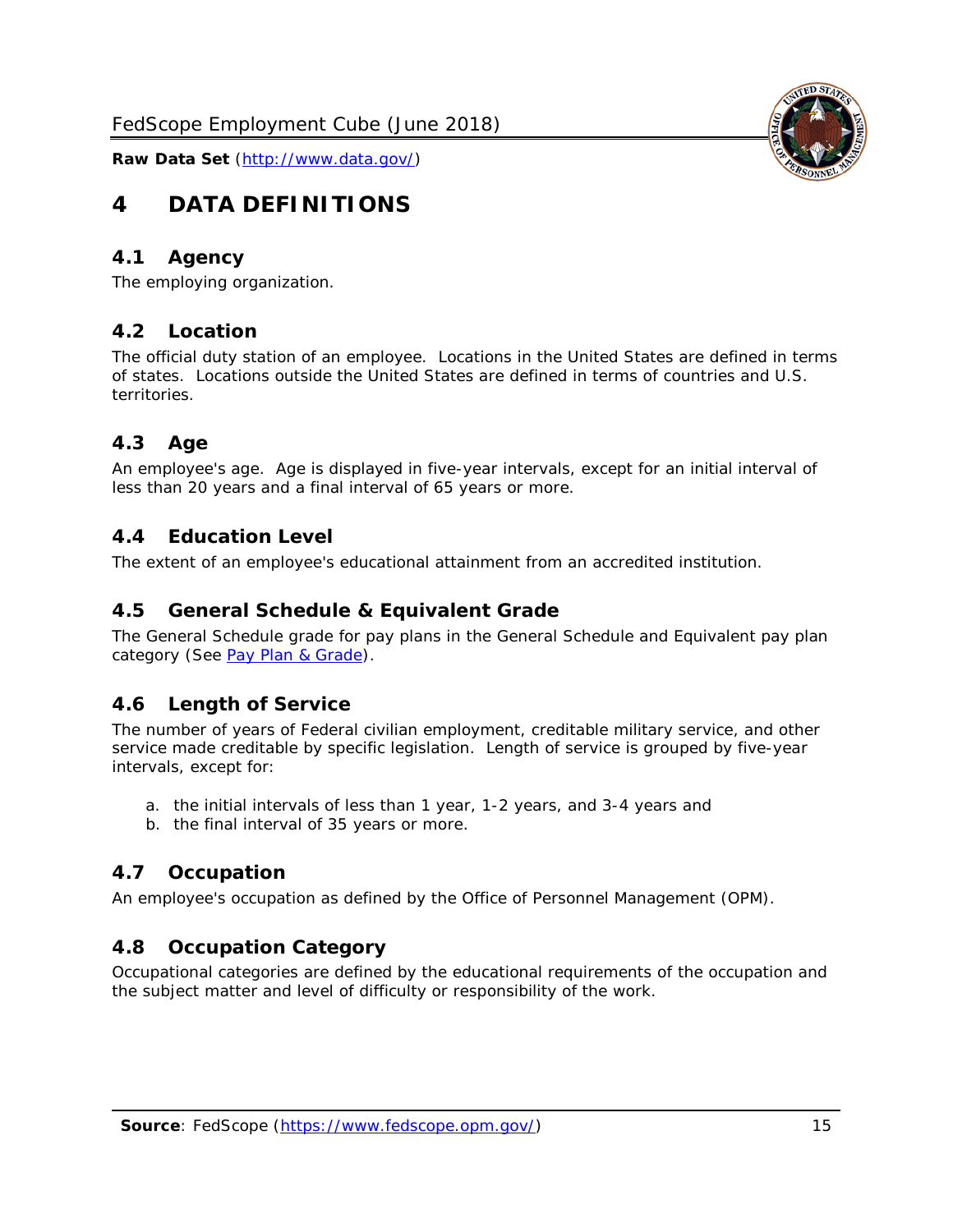# 4 DATA DEFINITIONS

## 4.1 Agency

The employing organization.

## 4.2 Location

The official duty station of an employee. Locations in the United States are defined in terms of states. Locations outside the United States are defined in terms of countries and U.S. territories.

## 4.3 Age

An employee's age. Age is displayed in five-year intervals, except for an initial interval of less than 20 years and a final interval of 65 years or more.

## 4.4 Education Level

The extent of an employee's educational attainment from an accredited institution.

## 4.5 General Schedule & Equivalent Grade

The General Schedule grade for pay plans in the General Schedule and Equivalent pay plan category (See [Pay Plan & Grade](#)).

## 4.6 Length of Service

The number of years of Federal civilian employment, creditable military service, and other service made creditable by specific legislation. Length of service is grouped by five-year intervals, except for:

a. the initial intervals of less than 1 year, 1-2 years, and 3-4 years and
b. the final interval of 35 years or more.

## 4.7 Occupation

An employee's occupation as defined by the Office of Personnel Management (OPM).

## 4.8 Occupation Category

Occupational categories are defined by the educational requirements of the occupation and the subject matter and level of difficulty or responsibility of the work.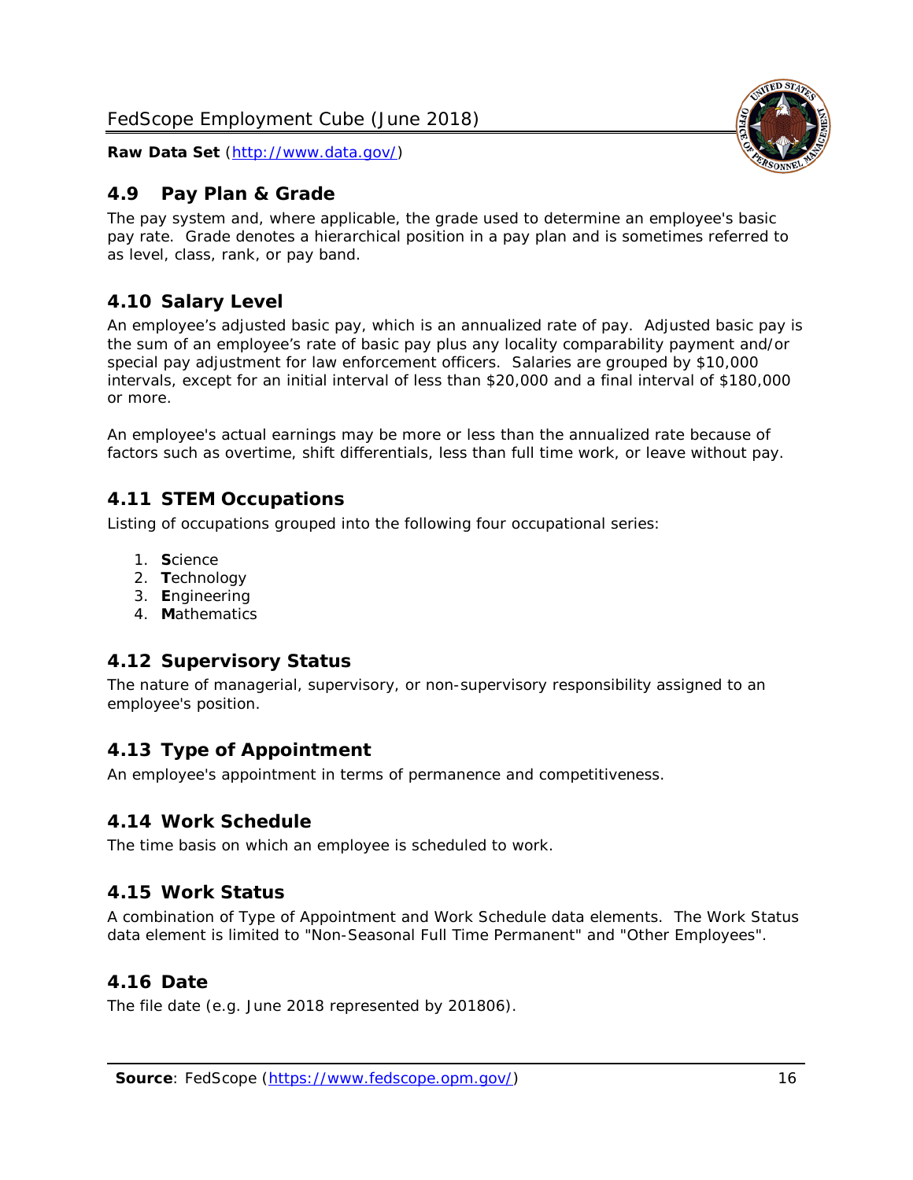## 4.9 Pay Plan & Grade

The pay system and, where applicable, the grade used to determine an employee's basic pay rate. Grade denotes a hierarchical position in a pay plan and is sometimes referred to as level, class, rank, or pay band.

## 4.10 Salary Level

An employee's adjusted basic pay, which is an annualized rate of pay. Adjusted basic pay is the sum of an employee's rate of basic pay plus any locality comparability payment and/or special pay adjustment for law enforcement officers. Salaries are grouped by $10,000 intervals, except for an initial interval of less than $20,000 and a final interval of $180,000 or more.

An employee's actual earnings may be more or less than the annualized rate because of factors such as overtime, shift differentials, less than full time work, or leave without pay.

## 4.11 STEM Occupations

Listing of occupations grouped into the following four occupational series:

1. **S**cience
2. **T**echnology
3. **E**ngineering
4. **M**athematics

## 4.12 Supervisory Status

The nature of managerial, supervisory, or non-supervisory responsibility assigned to an employee's position.

## 4.13 Type of Appointment

An employee's appointment in terms of permanence and competitiveness.

## 4.14 Work Schedule

The time basis on which an employee is scheduled to work.

## 4.15 Work Status

A combination of Type of Appointment and Work Schedule data elements. The Work Status data element is limited to "Non-Seasonal Full Time Permanent" and "Other Employees".

## 4.16 Date

The file date (e.g. June 2018 represented by 201806).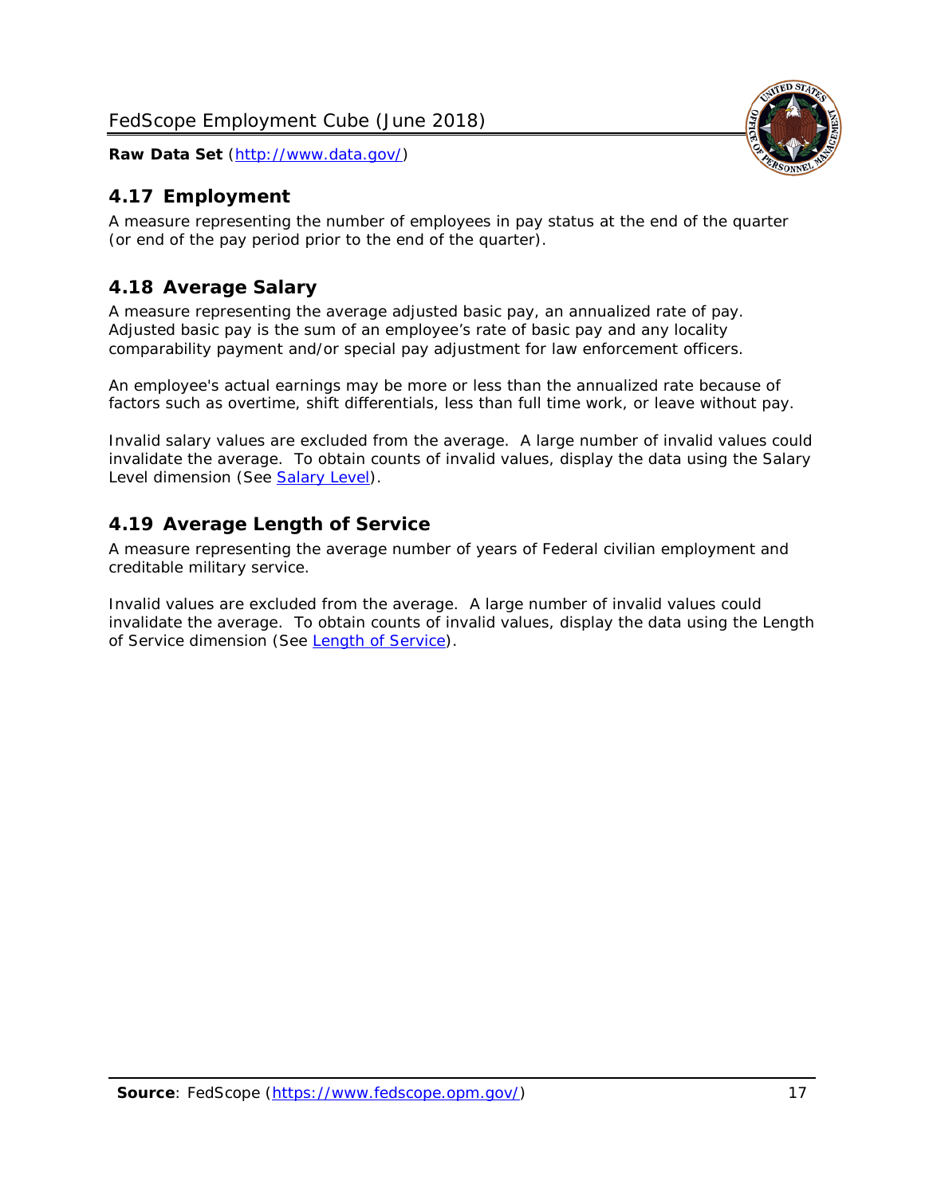## 4.17 Employment

A measure representing the number of employees in pay status at the end of the quarter (or end of the pay period prior to the end of the quarter).

## 4.18 Average Salary

A measure representing the average adjusted basic pay, an annualized rate of pay. Adjusted basic pay is the sum of an employee's rate of basic pay and any locality comparability payment and/or special pay adjustment for law enforcement officers.

An employee's actual earnings may be more or less than the annualized rate because of factors such as overtime, shift differentials, less than full time work, or leave without pay.

Invalid salary values are excluded from the average. A large number of invalid values could invalidate the average. To obtain counts of invalid values, display the data using the Salary Level dimension (See Salary Level).

## 4.19 Average Length of Service

A measure representing the average number of years of Federal civilian employment and creditable military service.

Invalid values are excluded from the average. A large number of invalid values could invalidate the average. To obtain counts of invalid values, display the data using the Length of Service dimension (See Length of Service).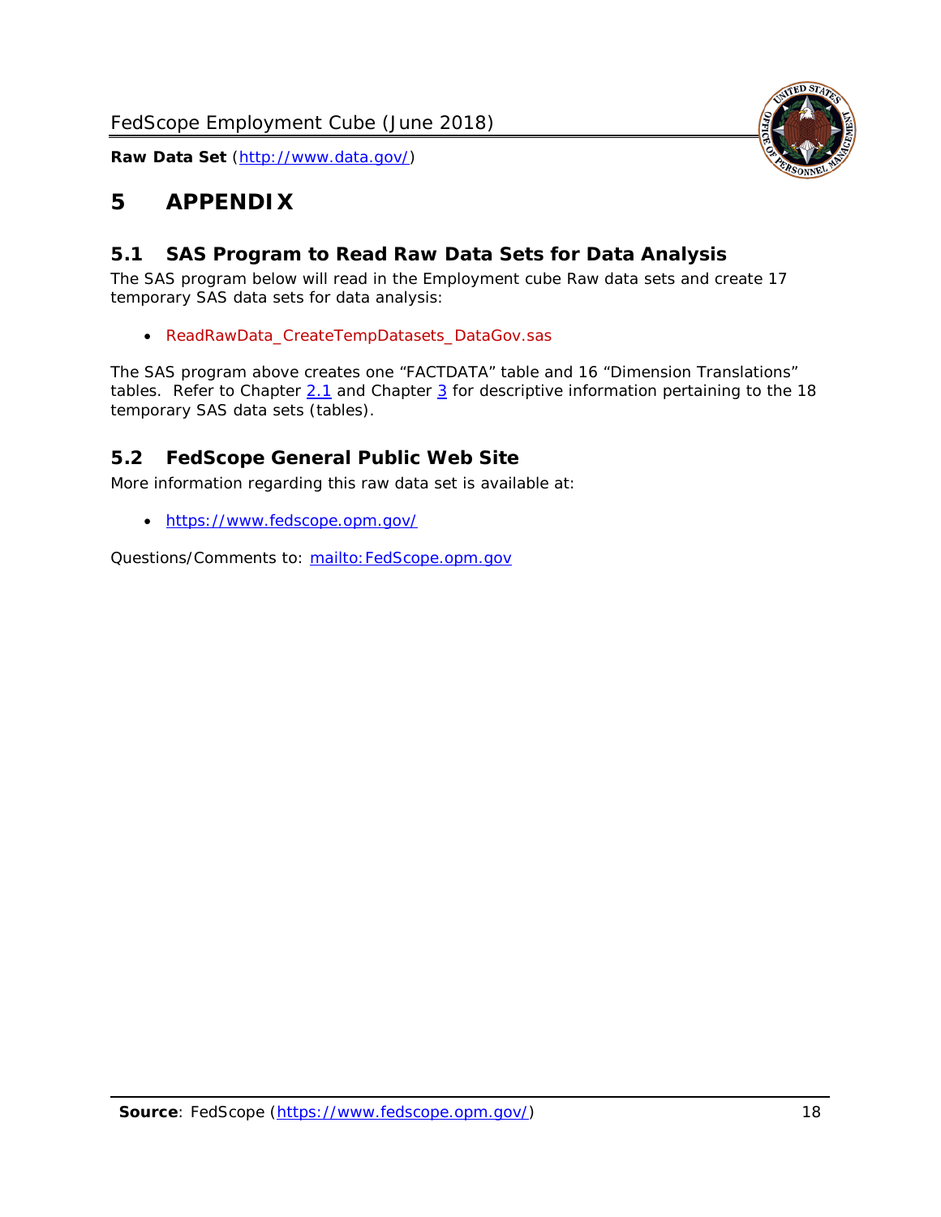# 5 APPENDIX

## 5.1 SAS Program to Read Raw Data Sets for Data Analysis

The SAS program below will read in the Employment cube Raw data sets and create 17 temporary SAS data sets for data analysis:

- ReadRawData_CreateTempDatasets_DataGov.sas

The SAS program above creates one "FACTDATA" table and 16 "Dimension Translations" tables. Refer to Chapter 2.1 and Chapter 3 for descriptive information pertaining to the 18 temporary SAS data sets (tables).

## 5.2 FedScope General Public Web Site

More information regarding this raw data set is available at:

- https://www.fedscope.opm.gov/

Questions/Comments to: mailto:FedScope.opm.gov